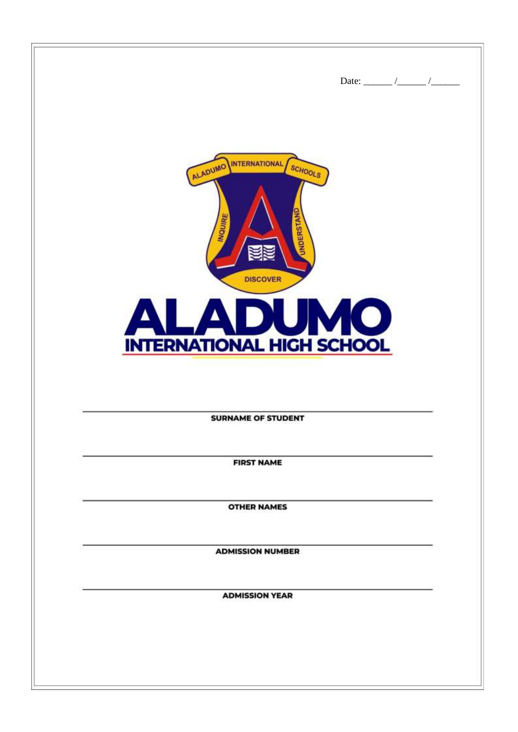Date: ______ /______ /______

ALADUMO INTERNATIONAL SCHOOLS

INQUIRE UNDERSTAND DISCOVER

# ALADUMO

## INTERNATIONAL HIGH SCHOOL

______________________________________________

**SURNAME OF STUDENT**

______________________________________________

**FIRST NAME**

______________________________________________

**OTHER NAMES**

______________________________________________

**ADMISSION NUMBER**

______________________________________________

**ADMISSION YEAR**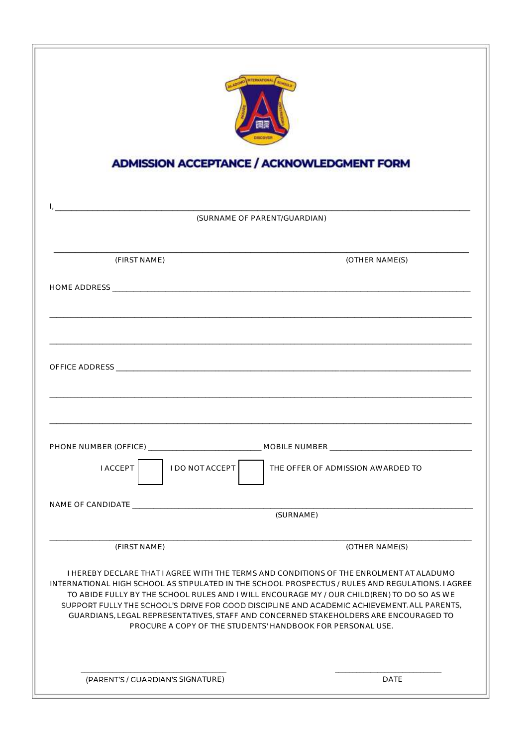# ADMISSION ACCEPTANCE / ACKNOWLEDGMENT FORM

I, ______________________________________________________________________________

(SURNAME OF PARENT/GUARDIAN)

______________________________________________________________________________

(FIRST NAME) (OTHER NAME(S))

HOME ADDRESS ______________________________________________________________________________

______________________________________________________________________________

______________________________________________________________________________

OFFICE ADDRESS ______________________________________________________________________________

______________________________________________________________________________

______________________________________________________________________________

PHONE NUMBER (OFFICE) ______________________ MOBILE NUMBER ______________________

I ACCEPT ☐ I DO NOT ACCEPT ☐ THE OFFER OF ADMISSION AWARDED TO

NAME OF CANDIDATE ______________________________________________________________________________

(SURNAME)

______________________________________________________________________________

(FIRST NAME) (OTHER NAME(S))

I HEREBY DECLARE THAT I AGREE WITH THE TERMS AND CONDITIONS OF THE ENROLMENT AT ALADUMO INTERNATIONAL HIGH SCHOOL AS STIPULATED IN THE SCHOOL PROSPECTUS / RULES AND REGULATIONS. I AGREE TO ABIDE FULLY BY THE SCHOOL RULES AND I WILL ENCOURAGE MY / OUR CHILD(REN) TO DO SO AS WE SUPPORT FULLY THE SCHOOL'S DRIVE FOR GOOD DISCIPLINE AND ACADEMIC ACHIEVEMENT. ALL PARENTS, GUARDIANS, LEGAL REPRESENTATIVES, STAFF AND CONCERNED STAKEHOLDERS ARE ENCOURAGED TO PROCURE A COPY OF THE STUDENTS' HANDBOOK FOR PERSONAL USE.

______________________________ ______________________

(PARENT'S / GUARDIAN'S SIGNATURE) DATE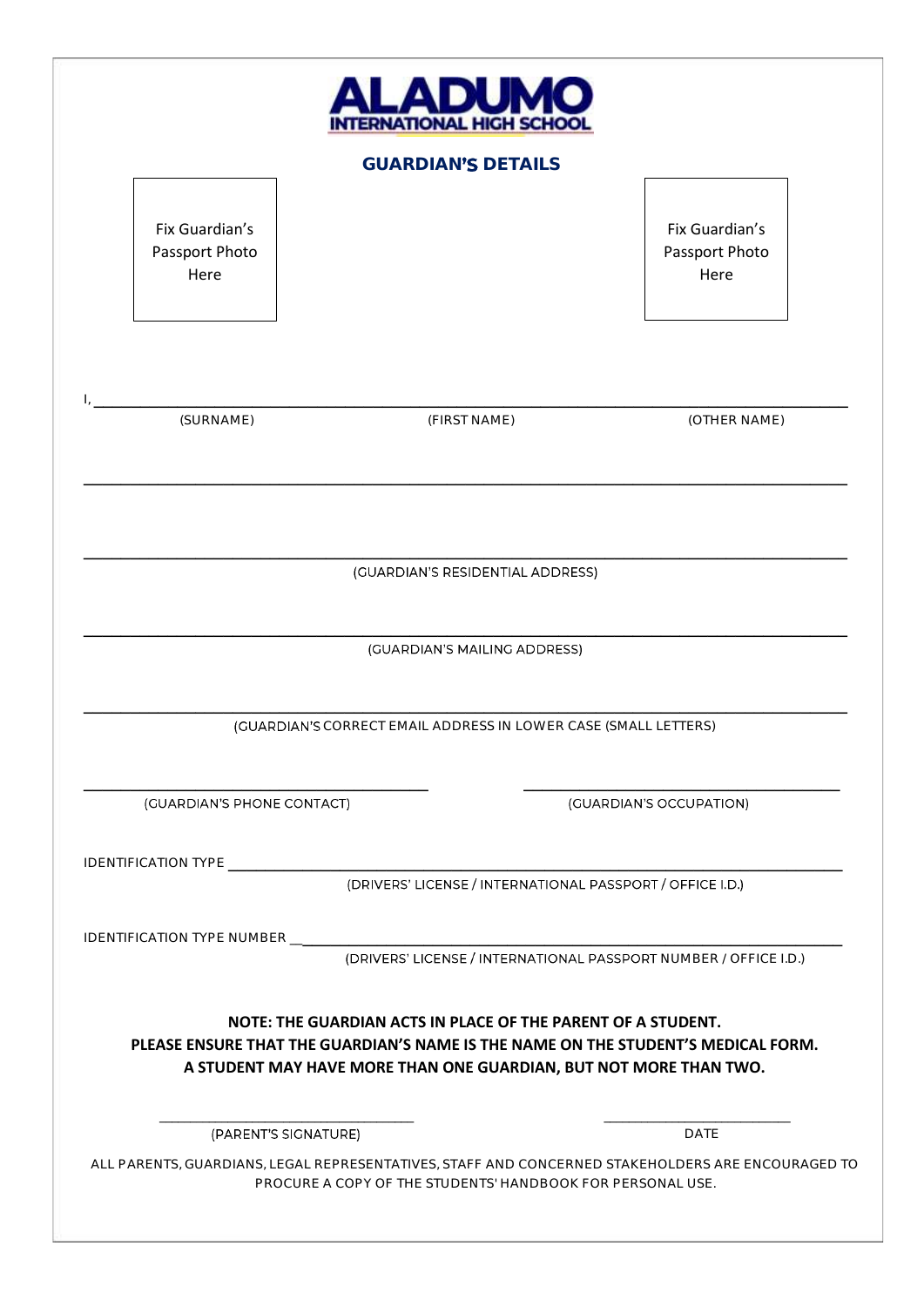# ALADUMO
**INTERNATIONAL HIGH SCHOOL**

## GUARDIAN'S DETAILS

Fix Guardian's Passport Photo Here

Fix Guardian's Passport Photo Here

I, ______________________________________________________________________________

(SURNAME) (FIRST NAME) (OTHER NAME)

______________________________________________________________________________

______________________________________________________________________________

(GUARDIAN'S RESIDENTIAL ADDRESS)

______________________________________________________________________________

(GUARDIAN'S MAILING ADDRESS)

______________________________________________________________________________

(GUARDIAN'S CORRECT EMAIL ADDRESS IN LOWER CASE (SMALL LETTERS)

____________________________________ ____________________________________

(GUARDIAN'S PHONE CONTACT) (GUARDIAN'S OCCUPATION)

IDENTIFICATION TYPE ______________________________________________________________

(DRIVERS' LICENSE / INTERNATIONAL PASSPORT / OFFICE I.D.)

IDENTIFICATION TYPE NUMBER ________________________________________________________

(DRIVERS' LICENSE / INTERNATIONAL PASSPORT NUMBER / OFFICE I.D.)

**NOTE: THE GUARDIAN ACTS IN PLACE OF THE PARENT OF A STUDENT.**
**PLEASE ENSURE THAT THE GUARDIAN'S NAME IS THE NAME ON THE STUDENT'S MEDICAL FORM.**
**A STUDENT MAY HAVE MORE THAN ONE GUARDIAN, BUT NOT MORE THAN TWO.**

____________________________________ ____________________________________

(PARENT'S SIGNATURE) DATE

ALL PARENTS, GUARDIANS, LEGAL REPRESENTATIVES, STAFF AND CONCERNED STAKEHOLDERS ARE ENCOURAGED TO PROCURE A COPY OF THE STUDENTS' HANDBOOK FOR PERSONAL USE.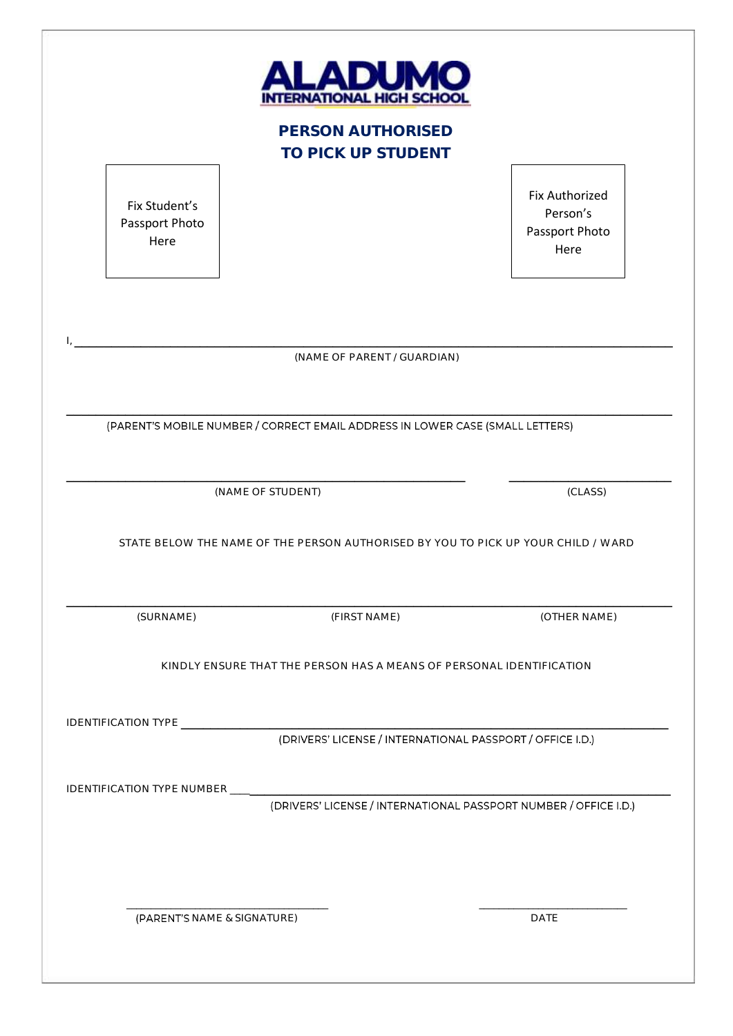# ALADUMO
## INTERNATIONAL HIGH SCHOOL

## PERSON AUTHORISED TO PICK UP STUDENT

Fix Student's Passport Photo Here

Fix Authorized Person's Passport Photo Here

I, ______________________________________________________________________________

(NAME OF PARENT / GUARDIAN)

______________________________________________________________________________

(PARENT'S MOBILE NUMBER / CORRECT EMAIL ADDRESS IN LOWER CASE (SMALL LETTERS)

______________________________________________________ ____________________

(NAME OF STUDENT) (CLASS)

STATE BELOW THE NAME OF THE PERSON AUTHORISED BY YOU TO PICK UP YOUR CHILD / WARD

______________________________________________________________________________

(SURNAME) (FIRST NAME) (OTHER NAME)

KINDLY ENSURE THAT THE PERSON HAS A MEANS OF PERSONAL IDENTIFICATION

IDENTIFICATION TYPE ______________________________________________________________

(DRIVERS' LICENSE / INTERNATIONAL PASSPORT / OFFICE I.D.)

IDENTIFICATION TYPE NUMBER ____________________________________________________

(DRIVERS' LICENSE / INTERNATIONAL PASSPORT NUMBER / OFFICE I.D.)

______________________________ ____________________

(PARENT'S NAME & SIGNATURE) DATE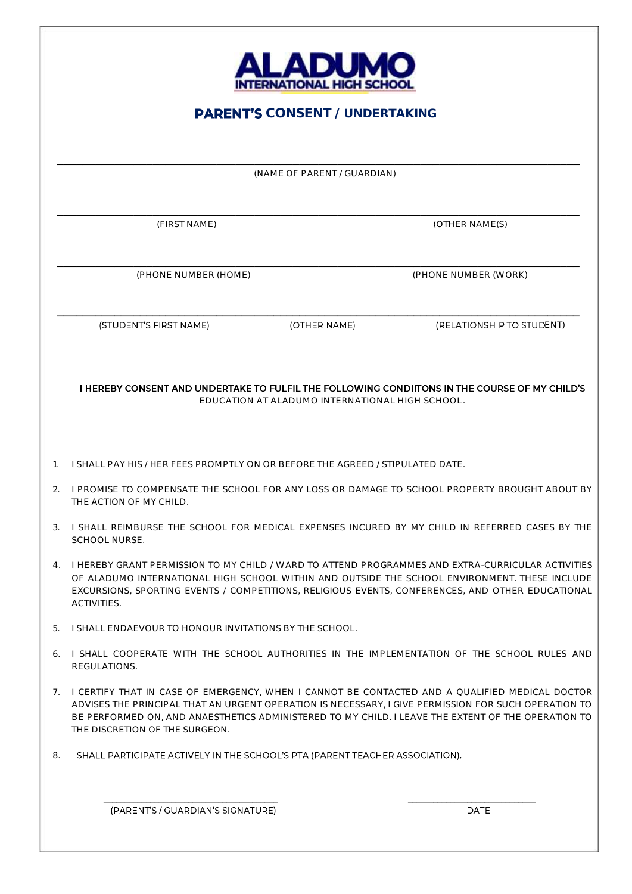# ALADUMO
## INTERNATIONAL HIGH SCHOOL

## PARENT'S CONSENT / UNDERTAKING

\_\_\_\_\_\_\_\_\_\_\_\_\_\_\_\_\_\_\_\_\_\_\_\_\_\_\_\_\_\_\_\_\_\_\_\_\_\_\_\_\_\_\_\_\_\_\_\_\_\_\_\_\_\_\_\_\_\_\_\_

(NAME OF PARENT / GUARDIAN)

\_\_\_\_\_\_\_\_\_\_\_\_\_\_\_\_\_\_\_\_\_\_\_\_\_\_\_\_\_\_\_\_\_\_\_\_\_\_\_\_\_\_\_\_\_\_\_\_\_\_\_\_\_\_\_\_\_\_\_\_

(FIRST NAME) (OTHER NAME(S)

\_\_\_\_\_\_\_\_\_\_\_\_\_\_\_\_\_\_\_\_\_\_\_\_\_\_\_\_\_\_\_\_\_\_\_\_\_\_\_\_\_\_\_\_\_\_\_\_\_\_\_\_\_\_\_\_\_\_\_\_

(PHONE NUMBER (HOME) (PHONE NUMBER (WORK)

\_\_\_\_\_\_\_\_\_\_\_\_\_\_\_\_\_\_\_\_\_\_\_\_\_\_\_\_\_\_\_\_\_\_\_\_\_\_\_\_\_\_\_\_\_\_\_\_\_\_\_\_\_\_\_\_\_\_\_\_

(STUDENT'S FIRST NAME) (OTHER NAME) (RELATIONSHIP TO STUDENT)

**I HEREBY CONSENT AND UNDERTAKE TO FULFIL THE FOLLOWING CONDIITONS IN THE COURSE OF MY CHILD'S** EDUCATION AT ALADUMO INTERNATIONAL HIGH SCHOOL.

1. I SHALL PAY HIS / HER FEES PROMPTLY ON OR BEFORE THE AGREED / STIPULATED DATE.
2. I PROMISE TO COMPENSATE THE SCHOOL FOR ANY LOSS OR DAMAGE TO SCHOOL PROPERTY BROUGHT ABOUT BY THE ACTION OF MY CHILD.
3. I SHALL REIMBURSE THE SCHOOL FOR MEDICAL EXPENSES INCURED BY MY CHILD IN REFERRED CASES BY THE SCHOOL NURSE.
4. I HEREBY GRANT PERMISSION TO MY CHILD / WARD TO ATTEND PROGRAMMES AND EXTRA-CURRICULAR ACTIVITIES OF ALADUMO INTERNATIONAL HIGH SCHOOL WITHIN AND OUTSIDE THE SCHOOL ENVIRONMENT. THESE INCLUDE EXCURSIONS, SPORTING EVENTS / COMPETITIONS, RELIGIOUS EVENTS, CONFERENCES, AND OTHER EDUCATIONAL ACTIVITIES.
5. I SHALL ENDAEVOUR TO HONOUR INVITATIONS BY THE SCHOOL.
6. I SHALL COOPERATE WITH THE SCHOOL AUTHORITIES IN THE IMPLEMENTATION OF THE SCHOOL RULES AND REGULATIONS.
7. I CERTIFY THAT IN CASE OF EMERGENCY, WHEN I CANNOT BE CONTACTED AND A QUALIFIED MEDICAL DOCTOR ADVISES THE PRINCIPAL THAT AN URGENT OPERATION IS NECESSARY, I GIVE PERMISSION FOR SUCH OPERATION TO BE PERFORMED ON, AND ANAESTHETICS ADMINISTERED TO MY CHILD. I LEAVE THE EXTENT OF THE OPERATION TO THE DISCRETION OF THE SURGEON.
8. I SHALL PARTICIPATE ACTIVELY IN THE SCHOOL'S PTA (PARENT TEACHER ASSOCIATION).

\_\_\_\_\_\_\_\_\_\_\_\_\_\_\_\_\_\_\_\_\_\_\_\_\_\_\_\_\_\_ \_\_\_\_\_\_\_\_\_\_\_\_\_\_\_\_\_\_\_\_\_\_\_\_

(PARENT'S / GUARDIAN'S SIGNATURE) DATE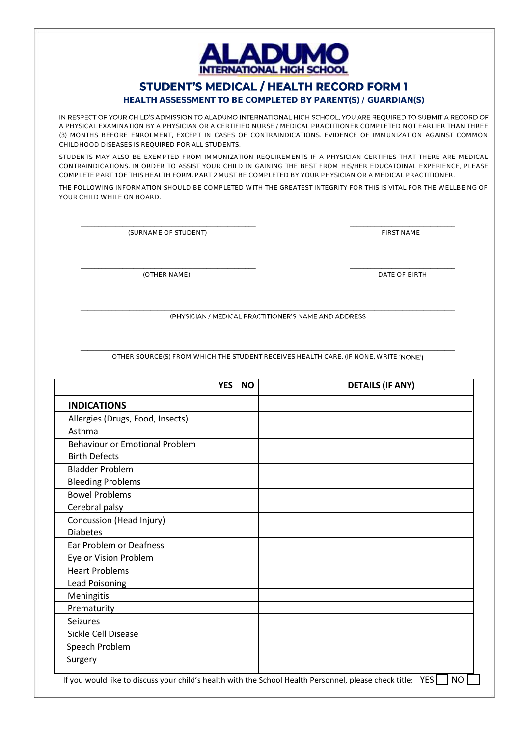# ALADUMO INTERNATIONAL HIGH SCHOOL

## STUDENT'S MEDICAL / HEALTH RECORD FORM 1

### HEALTH ASSESSMENT TO BE COMPLETED BY PARENT(S) / GUARDIAN(S)

IN RESPECT OF YOUR CHILD'S ADMISSION TO ALADUMO INTERNATIONAL HIGH SCHOOL, YOU ARE REQUIRED TO SUBMIT A RECORD OF A PHYSICAL EXAMINATION BY A PHYSICIAN OR A CERTIFIED NURSE / MEDICAL PRACTITIONER COMPLETED NOT EARLIER THAN THREE (3) MONTHS BEFORE ENROLMENT, EXCEPT IN CASES OF CONTRAINDICATIONS. EVIDENCE OF IMMUNIZATION AGAINST COMMON CHILDHOOD DISEASES IS REQUIRED FOR ALL STUDENTS.

STUDENTS MAY ALSO BE EXEMPTED FROM IMMUNIZATION REQUIREMENTS IF A PHYSICIAN CERTIFIES THAT THERE ARE MEDICAL CONTRAINDICATIONS. IN ORDER TO ASSIST YOUR CHILD IN GAINING THE BEST FROM HIS/HER EDUCATOINAL EXPERIENCE, PLEASE COMPLETE PART 1OF THIS HEALTH FORM. PART 2 MUST BE COMPLETED BY YOUR PHYSICIAN OR A MEDICAL PRACTITIONER.

THE FOLLOWING INFORMATION SHOULD BE COMPLETED WITH THE GREATEST INTEGRITY FOR THIS IS VITAL FOR THE WELLBEING OF YOUR CHILD WHILE ON BOARD.

\_\_\_\_\_\_\_\_\_\_\_\_\_\_\_\_\_\_\_\_\_\_\_\_\_\_\_\_\_\_ (SURNAME OF STUDENT)

\_\_\_\_\_\_\_\_\_\_\_\_\_\_\_\_\_\_\_\_ FIRST NAME

\_\_\_\_\_\_\_\_\_\_\_\_\_\_\_\_\_\_\_\_\_\_\_\_\_\_\_\_\_\_ (OTHER NAME)

\_\_\_\_\_\_\_\_\_\_\_\_\_\_\_\_\_\_\_\_ DATE OF BIRTH

\_\_\_\_\_\_\_\_\_\_\_\_\_\_\_\_\_\_\_\_\_\_\_\_\_\_\_\_\_\_\_\_\_\_\_\_\_\_\_\_\_\_\_\_\_\_\_\_\_\_\_\_\_\_\_\_\_\_\_\_
(PHYSICIAN / MEDICAL PRACTITIONER'S NAME AND ADDRESS

\_\_\_\_\_\_\_\_\_\_\_\_\_\_\_\_\_\_\_\_\_\_\_\_\_\_\_\_\_\_\_\_\_\_\_\_\_\_\_\_\_\_\_\_\_\_\_\_\_\_\_\_\_\_\_\_\_\_\_\_
OTHER SOURCE(S) FROM WHICH THE STUDENT RECEIVES HEALTH CARE. (IF NONE, WRITE 'NONE')

| | YES | NO | DETAILS (IF ANY) |
|---|---|---|---|
| **INDICATIONS** | | | |
| Allergies (Drugs, Food, Insects) | | | |
| Asthma | | | |
| Behaviour or Emotional Problem | | | |
| Birth Defects | | | |
| Bladder Problem | | | |
| Bleeding Problems | | | |
| Bowel Problems | | | |
| Cerebral palsy | | | |
| Concussion (Head Injury) | | | |
| Diabetes | | | |
| Ear Problem or Deafness | | | |
| Eye or Vision Problem | | | |
| Heart Problems | | | |
| Lead Poisoning | | | |
| Meningitis | | | |
| Prematurity | | | |
| Seizures | | | |
| Sickle Cell Disease | | | |
| Speech Problem | | | |
| Surgery | | | |

If you would like to discuss your child's health with the School Health Personnel, please check title: YES ☐ NO ☐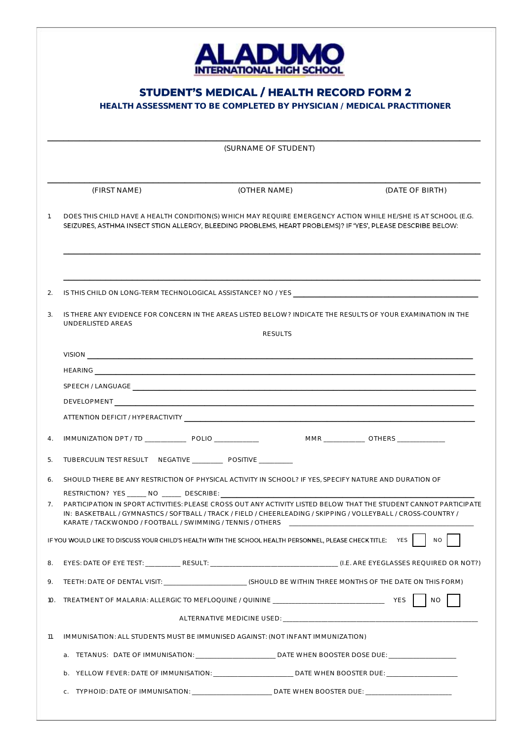# ALADUMO INTERNATIONAL HIGH SCHOOL

## STUDENT'S MEDICAL / HEALTH RECORD FORM 2

### HEALTH ASSESSMENT TO BE COMPLETED BY PHYSICIAN / MEDICAL PRACTITIONER

___________________________________________

(SURNAME OF STUDENT)

___________________________________________

(FIRST NAME) (OTHER NAME) (DATE OF BIRTH)

1. DOES THIS CHILD HAVE A HEALTH CONDITION(S) WHICH MAY REQUIRE EMERGENCY ACTION WHILE HE/SHE IS AT SCHOOL (E.G. SEIZURES, ASTHMA INSECT STIGN ALLERGY, BLEEDING PROBLEMS, HEART PROBLEMS)? IF 'YES', PLEASE DESCRIBE BELOW:

   ___________________________________________

   ___________________________________________

2. IS THIS CHILD ON LONG-TERM TECHNOLOGICAL ASSISTANCE? NO / YES ____________________

3. IS THERE ANY EVIDENCE FOR CONCERN IN THE AREAS LISTED BELOW? INDICATE THE RESULTS OF YOUR EXAMINATION IN THE UNDERLISTED AREAS

   RESULTS

   VISION ____________________

   HEARING ____________________

   SPEECH / LANGUAGE ____________________

   DEVELOPMENT ____________________

   ATTENTION DEFICIT / HYPERACTIVITY ____________________

4. IMMUNIZATION DPT / TD __________ POLIO __________ MMR __________ OTHERS __________

5. TUBERCULIN TEST RESULT NEGATIVE ________ POSITIVE ________

6. SHOULD THERE BE ANY RESTRICTION OF PHYSICAL ACTIVITY IN SCHOOL? IF YES, SPECIFY NATURE AND DURATION OF RESTRICTION? YES _____ NO _____ DESCRIBE: ____________________

7. PARTICIPATION IN SPORT ACTIVITIES: PLEASE CROSS OUT ANY ACTIVITY LISTED BELOW THAT THE STUDENT CANNOT PARTICIPATE IN: BASKETBALL / GYMNASTICS / SOFTBALL / TRACK / FIELD / CHEERLEADING / SKIPPING / VOLLEYBALL / CROSS-COUNTRY / KARATE / TACKWONDO / FOOTBALL / SWIMMING / TENNIS / OTHERS ____________________

IF YOU WOULD LIKE TO DISCUSS YOUR CHILD'S HEALTH WITH THE SCHOOL HEALTH PERSONNEL, PLEASE CHECK TITLE: YES ☐ NO ☐

8. EYES: DATE OF EYE TEST: __________ RESULT: ____________________ (I.E. ARE EYEGLASSES REQUIRED OR NOT?)

9. TEETH: DATE OF DENTAL VISIT: ____________________ (SHOULD BE WITHIN THREE MONTHS OF THE DATE ON THIS FORM)

10. TREATMENT OF MALARIA: ALLERGIC TO MEFLOQUINE / QUININE ____________________ YES ☐ NO ☐

    ALTERNATIVE MEDICINE USED: ____________________

11. IMMUNISATION: ALL STUDENTS MUST BE IMMUNISED AGAINST: (NOT INFANT IMMUNIZATION)

    a. TETANUS: DATE OF IMMUNISATION: ____________________ DATE WHEN BOOSTER DOSE DUE: ____________________

    b. YELLOW FEVER: DATE OF IMMUNISATION: ____________________ DATE WHEN BOOSTER DUE: ____________________

    c. TYPHOID: DATE OF IMMUNISATION: ____________________ DATE WHEN BOOSTER DUE: ____________________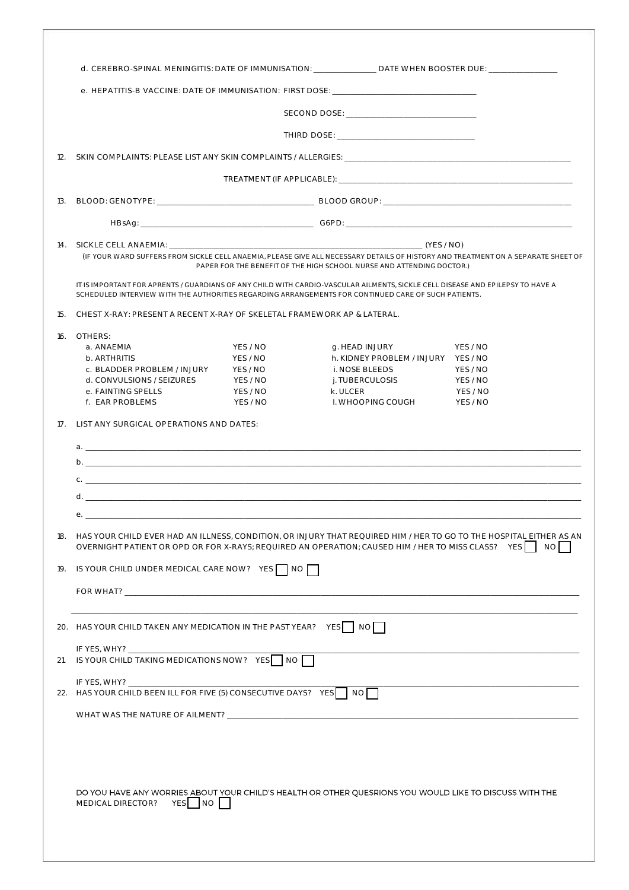d. CEREBRO-SPINAL MENINGITIS: DATE OF IMMUNISATION: _______________ DATE WHEN BOOSTER DUE: _______________

e. HEPATITIS-B VACCINE: DATE OF IMMUNISATION: FIRST DOSE: _______________________________

SECOND DOSE: _______________________________

THIRD DOSE: _______________________________

12. SKIN COMPLAINTS: PLEASE LIST ANY SKIN COMPLAINTS / ALLERGIES: _______________________________

TREATMENT (IF APPLICABLE): _______________________________

13. BLOOD: GENOTYPE: _______________________________ BLOOD GROUP: _______________________________

HBsAg: _______________________________ G6PD: _______________________________

14. SICKLE CELL ANAEMIA: _______________________________ (YES / NO)

(IF YOUR WARD SUFFERS FROM SICKLE CELL ANAEMIA, PLEASE GIVE ALL NECESSARY DETAILS OF HISTORY AND TREATMENT ON A SEPARATE SHEET OF PAPER FOR THE BENEFIT OF THE HIGH SCHOOL NURSE AND ATTENDING DOCTOR.)

IT IS IMPORTANT FOR APRENTS / GUARDIANS OF ANY CHILD WITH CARDIO-VASCULAR AILMENTS, SICKLE CELL DISEASE AND EPILEPSY TO HAVE A SCHEDULED INTERVIEW WITH THE AUTHORITIES REGARDING ARRANGEMENTS FOR CONTINUED CARE OF SUCH PATIENTS.

15. CHEST X-RAY: PRESENT A RECENT X-RAY OF SKELETAL FRAMEWORK AP & LATERAL.

16. OTHERS:

| | | | |
|---|---|---|---|
| a. ANAEMIA | YES / NO | g. HEAD INJURY | YES / NO |
| b. ARTHRITIS | YES / NO | h. KIDNEY PROBLEM / INJURY | YES / NO |
| c. BLADDER PROBLEM / INJURY | YES / NO | i. NOSE BLEEDS | YES / NO |
| d. CONVULSIONS / SEIZURES | YES / NO | j. TUBERCULOSIS | YES / NO |
| e. FAINTING SPELLS | YES / NO | k. ULCER | YES / NO |
| f. EAR PROBLEMS | YES / NO | l. WHOOPING COUGH | YES / NO |

17. LIST ANY SURGICAL OPERATIONS AND DATES:

a. _______________________________

b. _______________________________

c. _______________________________

d. _______________________________

e. _______________________________

18. HAS YOUR CHILD EVER HAD AN ILLNESS, CONDITION, OR INJURY THAT REQUIRED HIM / HER TO GO TO THE HOSPITAL EITHER AS AN OVERNIGHT PATIENT OR OPD OR FOR X-RAYS; REQUIRED AN OPERATION; CAUSED HIM / HER TO MISS CLASS? YES ☐ NO ☐

19. IS YOUR CHILD UNDER MEDICAL CARE NOW? YES ☐ NO ☐

FOR WHAT? _______________________________

_______________________________

20. HAS YOUR CHILD TAKEN ANY MEDICATION IN THE PAST YEAR? YES ☐ NO ☐

IF YES, WHY? _______________________________

21. IS YOUR CHILD TAKING MEDICATIONS NOW? YES ☐ NO ☐

IF YES, WHY? _______________________________

22. HAS YOUR CHILD BEEN ILL FOR FIVE (5) CONSECUTIVE DAYS? YES ☐ NO ☐

WHAT WAS THE NATURE OF AILMENT? _______________________________

DO YOU HAVE ANY WORRIES ABOUT YOUR CHILD'S HEALTH OR OTHER QUESRIONS YOU WOULD LIKE TO DISCUSS WITH THE MEDICAL DIRECTOR? YES ☐ NO ☐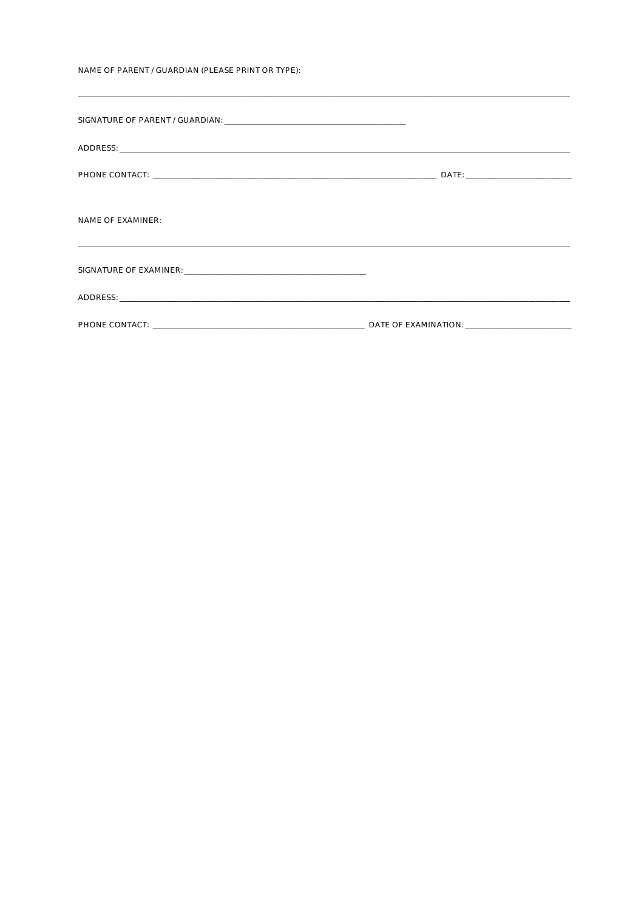NAME OF PARENT / GUARDIAN (PLEASE PRINT OR TYPE):

___________________________________________________________________________________________

SIGNATURE OF PARENT / GUARDIAN: ___________________________________

ADDRESS: ___________________________________________________________________________________

PHONE CONTACT: ______________________________________________________ DATE: _____________________

NAME OF EXAMINER:

___________________________________________________________________________________________

SIGNATURE OF EXAMINER: ___________________________________

ADDRESS: ___________________________________________________________________________________

PHONE CONTACT: ________________________________________ DATE OF EXAMINATION: _____________________